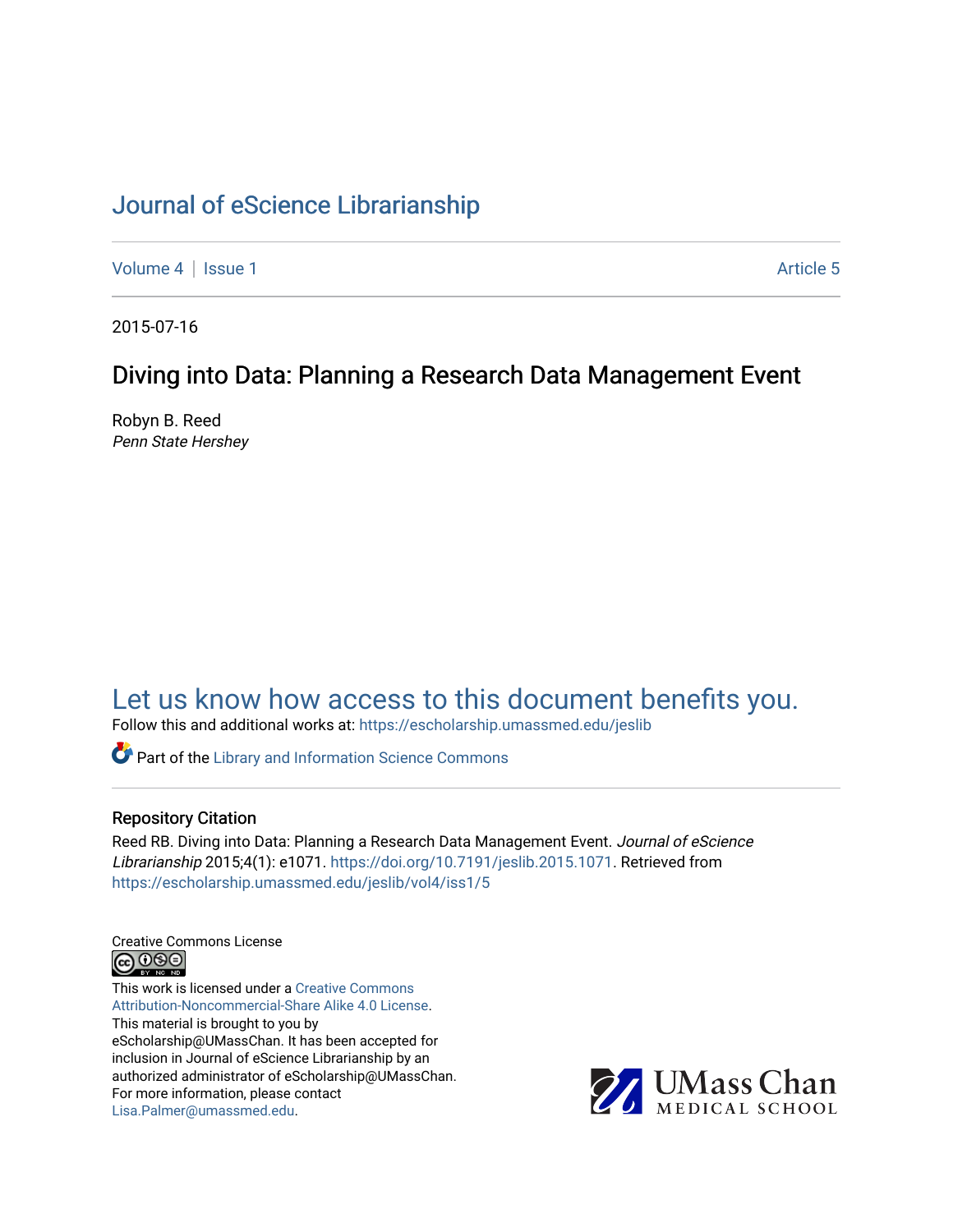# Journal of eScience Librarianship

Volume 4 | Issue 1 Article 5

2015-07-16

## Diving into Data: Planning a Research Data Management Event

Robyn B. Reed
*Penn State Hershey*

Let us know how access to this document benefits you.

Follow this and additional works at: https://escholarship.umassmed.edu/jeslib

Part of the Library and Information Science Commons

### Repository Citation

Reed RB. Diving into Data: Planning a Research Data Management Event. *Journal of eScience Librarianship* 2015;4(1): e1071. https://doi.org/10.7191/jeslib.2015.1071. Retrieved from https://escholarship.umassmed.edu/jeslib/vol4/iss1/5

Creative Commons License

This work is licensed under a Creative Commons Attribution-Noncommercial-Share Alike 4.0 License.
This material is brought to you by eScholarship@UMassChan. It has been accepted for inclusion in Journal of eScience Librarianship by an authorized administrator of eScholarship@UMassChan. For more information, please contact Lisa.Palmer@umassmed.edu.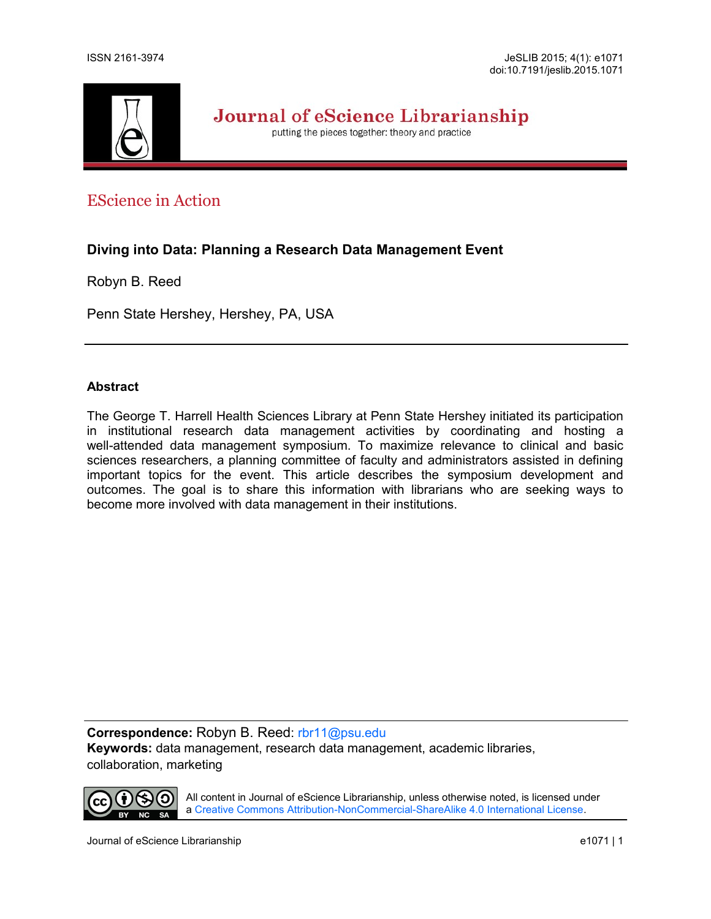# EScience in Action

## Diving into Data: Planning a Research Data Management Event

Robyn B. Reed

Penn State Hershey, Hershey, PA, USA

---

### Abstract

The George T. Harrell Health Sciences Library at Penn State Hershey initiated its participation in institutional research data management activities by coordinating and hosting a well-attended data management symposium. To maximize relevance to clinical and basic sciences researchers, a planning committee of faculty and administrators assisted in defining important topics for the event. This article describes the symposium development and outcomes. The goal is to share this information with librarians who are seeking ways to become more involved with data management in their institutions.

---

**Correspondence:** Robyn B. Reed: rbr11@psu.edu
**Keywords:** data management, research data management, academic libraries, collaboration, marketing

All content in Journal of eScience Librarianship, unless otherwise noted, is licensed under a Creative Commons Attribution-NonCommercial-ShareAlike 4.0 International License.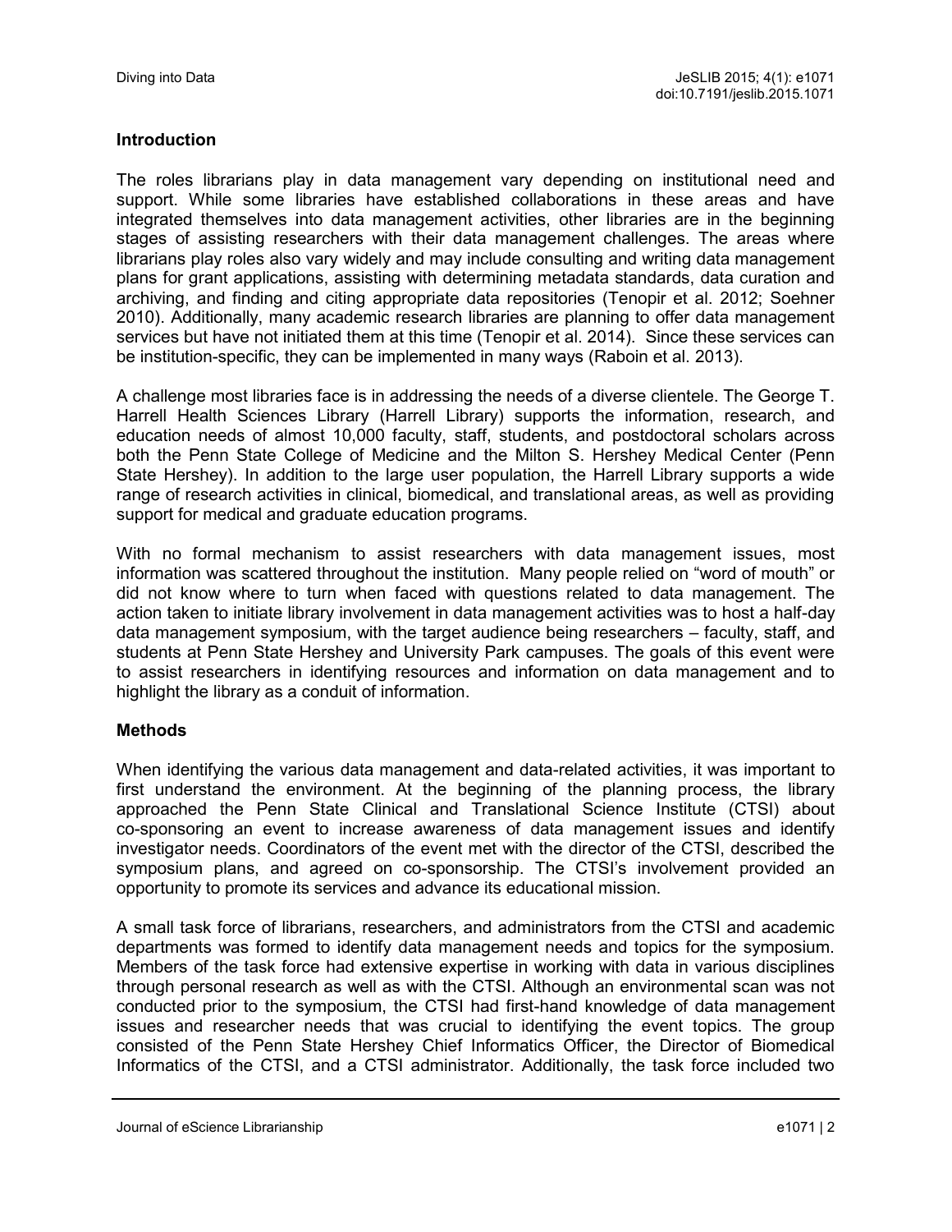## Introduction

The roles librarians play in data management vary depending on institutional need and support. While some libraries have established collaborations in these areas and have integrated themselves into data management activities, other libraries are in the beginning stages of assisting researchers with their data management challenges. The areas where librarians play roles also vary widely and may include consulting and writing data management plans for grant applications, assisting with determining metadata standards, data curation and archiving, and finding and citing appropriate data repositories (Tenopir et al. 2012; Soehner 2010). Additionally, many academic research libraries are planning to offer data management services but have not initiated them at this time (Tenopir et al. 2014). Since these services can be institution-specific, they can be implemented in many ways (Raboin et al. 2013).

A challenge most libraries face is in addressing the needs of a diverse clientele. The George T. Harrell Health Sciences Library (Harrell Library) supports the information, research, and education needs of almost 10,000 faculty, staff, students, and postdoctoral scholars across both the Penn State College of Medicine and the Milton S. Hershey Medical Center (Penn State Hershey). In addition to the large user population, the Harrell Library supports a wide range of research activities in clinical, biomedical, and translational areas, as well as providing support for medical and graduate education programs.

With no formal mechanism to assist researchers with data management issues, most information was scattered throughout the institution. Many people relied on "word of mouth" or did not know where to turn when faced with questions related to data management. The action taken to initiate library involvement in data management activities was to host a half-day data management symposium, with the target audience being researchers – faculty, staff, and students at Penn State Hershey and University Park campuses. The goals of this event were to assist researchers in identifying resources and information on data management and to highlight the library as a conduit of information.

## Methods

When identifying the various data management and data-related activities, it was important to first understand the environment. At the beginning of the planning process, the library approached the Penn State Clinical and Translational Science Institute (CTSI) about co-sponsoring an event to increase awareness of data management issues and identify investigator needs. Coordinators of the event met with the director of the CTSI, described the symposium plans, and agreed on co-sponsorship. The CTSI's involvement provided an opportunity to promote its services and advance its educational mission.

A small task force of librarians, researchers, and administrators from the CTSI and academic departments was formed to identify data management needs and topics for the symposium. Members of the task force had extensive expertise in working with data in various disciplines through personal research as well as with the CTSI. Although an environmental scan was not conducted prior to the symposium, the CTSI had first-hand knowledge of data management issues and researcher needs that was crucial to identifying the event topics. The group consisted of the Penn State Hershey Chief Informatics Officer, the Director of Biomedical Informatics of the CTSI, and a CTSI administrator. Additionally, the task force included two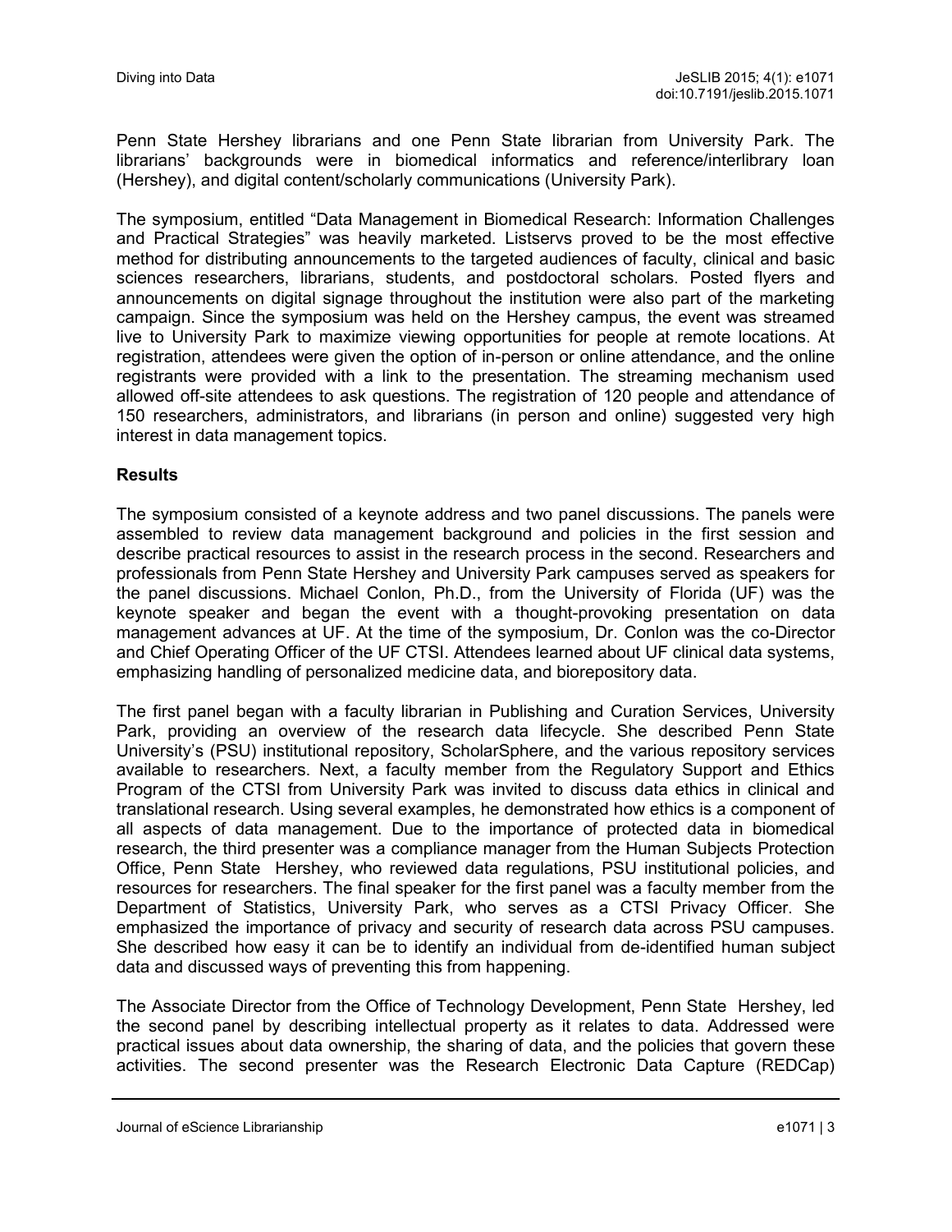Penn State Hershey librarians and one Penn State librarian from University Park. The librarians' backgrounds were in biomedical informatics and reference/interlibrary loan (Hershey), and digital content/scholarly communications (University Park).

The symposium, entitled "Data Management in Biomedical Research: Information Challenges and Practical Strategies" was heavily marketed. Listservs proved to be the most effective method for distributing announcements to the targeted audiences of faculty, clinical and basic sciences researchers, librarians, students, and postdoctoral scholars. Posted flyers and announcements on digital signage throughout the institution were also part of the marketing campaign. Since the symposium was held on the Hershey campus, the event was streamed live to University Park to maximize viewing opportunities for people at remote locations. At registration, attendees were given the option of in-person or online attendance, and the online registrants were provided with a link to the presentation. The streaming mechanism used allowed off-site attendees to ask questions. The registration of 120 people and attendance of 150 researchers, administrators, and librarians (in person and online) suggested very high interest in data management topics.

## Results

The symposium consisted of a keynote address and two panel discussions. The panels were assembled to review data management background and policies in the first session and describe practical resources to assist in the research process in the second. Researchers and professionals from Penn State Hershey and University Park campuses served as speakers for the panel discussions. Michael Conlon, Ph.D., from the University of Florida (UF) was the keynote speaker and began the event with a thought-provoking presentation on data management advances at UF. At the time of the symposium, Dr. Conlon was the co-Director and Chief Operating Officer of the UF CTSI. Attendees learned about UF clinical data systems, emphasizing handling of personalized medicine data, and biorepository data.

The first panel began with a faculty librarian in Publishing and Curation Services, University Park, providing an overview of the research data lifecycle. She described Penn State University's (PSU) institutional repository, ScholarSphere, and the various repository services available to researchers. Next, a faculty member from the Regulatory Support and Ethics Program of the CTSI from University Park was invited to discuss data ethics in clinical and translational research. Using several examples, he demonstrated how ethics is a component of all aspects of data management. Due to the importance of protected data in biomedical research, the third presenter was a compliance manager from the Human Subjects Protection Office, Penn State Hershey, who reviewed data regulations, PSU institutional policies, and resources for researchers. The final speaker for the first panel was a faculty member from the Department of Statistics, University Park, who serves as a CTSI Privacy Officer. She emphasized the importance of privacy and security of research data across PSU campuses. She described how easy it can be to identify an individual from de-identified human subject data and discussed ways of preventing this from happening.

The Associate Director from the Office of Technology Development, Penn State Hershey, led the second panel by describing intellectual property as it relates to data. Addressed were practical issues about data ownership, the sharing of data, and the policies that govern these activities. The second presenter was the Research Electronic Data Capture (REDCap)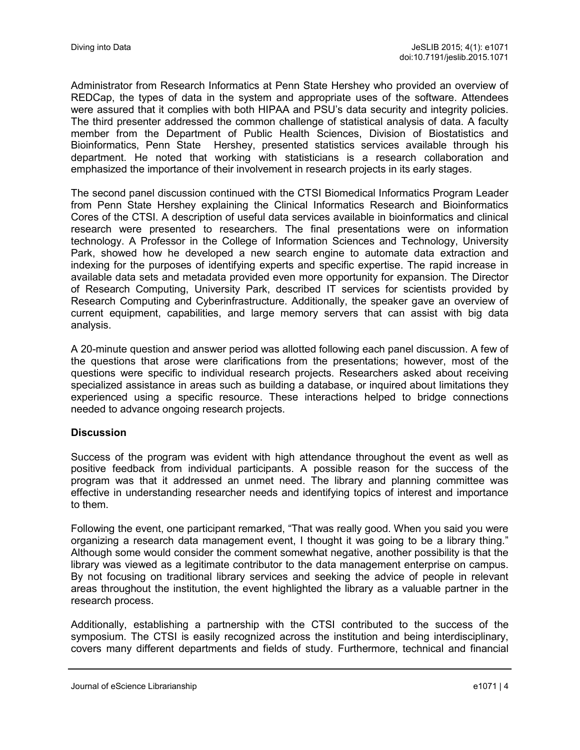Administrator from Research Informatics at Penn State Hershey who provided an overview of REDCap, the types of data in the system and appropriate uses of the software. Attendees were assured that it complies with both HIPAA and PSU's data security and integrity policies. The third presenter addressed the common challenge of statistical analysis of data. A faculty member from the Department of Public Health Sciences, Division of Biostatistics and Bioinformatics, Penn State Hershey, presented statistics services available through his department. He noted that working with statisticians is a research collaboration and emphasized the importance of their involvement in research projects in its early stages.

The second panel discussion continued with the CTSI Biomedical Informatics Program Leader from Penn State Hershey explaining the Clinical Informatics Research and Bioinformatics Cores of the CTSI. A description of useful data services available in bioinformatics and clinical research were presented to researchers. The final presentations were on information technology. A Professor in the College of Information Sciences and Technology, University Park, showed how he developed a new search engine to automate data extraction and indexing for the purposes of identifying experts and specific expertise. The rapid increase in available data sets and metadata provided even more opportunity for expansion. The Director of Research Computing, University Park, described IT services for scientists provided by Research Computing and Cyberinfrastructure. Additionally, the speaker gave an overview of current equipment, capabilities, and large memory servers that can assist with big data analysis.

A 20-minute question and answer period was allotted following each panel discussion. A few of the questions that arose were clarifications from the presentations; however, most of the questions were specific to individual research projects. Researchers asked about receiving specialized assistance in areas such as building a database, or inquired about limitations they experienced using a specific resource. These interactions helped to bridge connections needed to advance ongoing research projects.

## Discussion

Success of the program was evident with high attendance throughout the event as well as positive feedback from individual participants. A possible reason for the success of the program was that it addressed an unmet need. The library and planning committee was effective in understanding researcher needs and identifying topics of interest and importance to them.

Following the event, one participant remarked, "That was really good. When you said you were organizing a research data management event, I thought it was going to be a library thing." Although some would consider the comment somewhat negative, another possibility is that the library was viewed as a legitimate contributor to the data management enterprise on campus. By not focusing on traditional library services and seeking the advice of people in relevant areas throughout the institution, the event highlighted the library as a valuable partner in the research process.

Additionally, establishing a partnership with the CTSI contributed to the success of the symposium. The CTSI is easily recognized across the institution and being interdisciplinary, covers many different departments and fields of study. Furthermore, technical and financial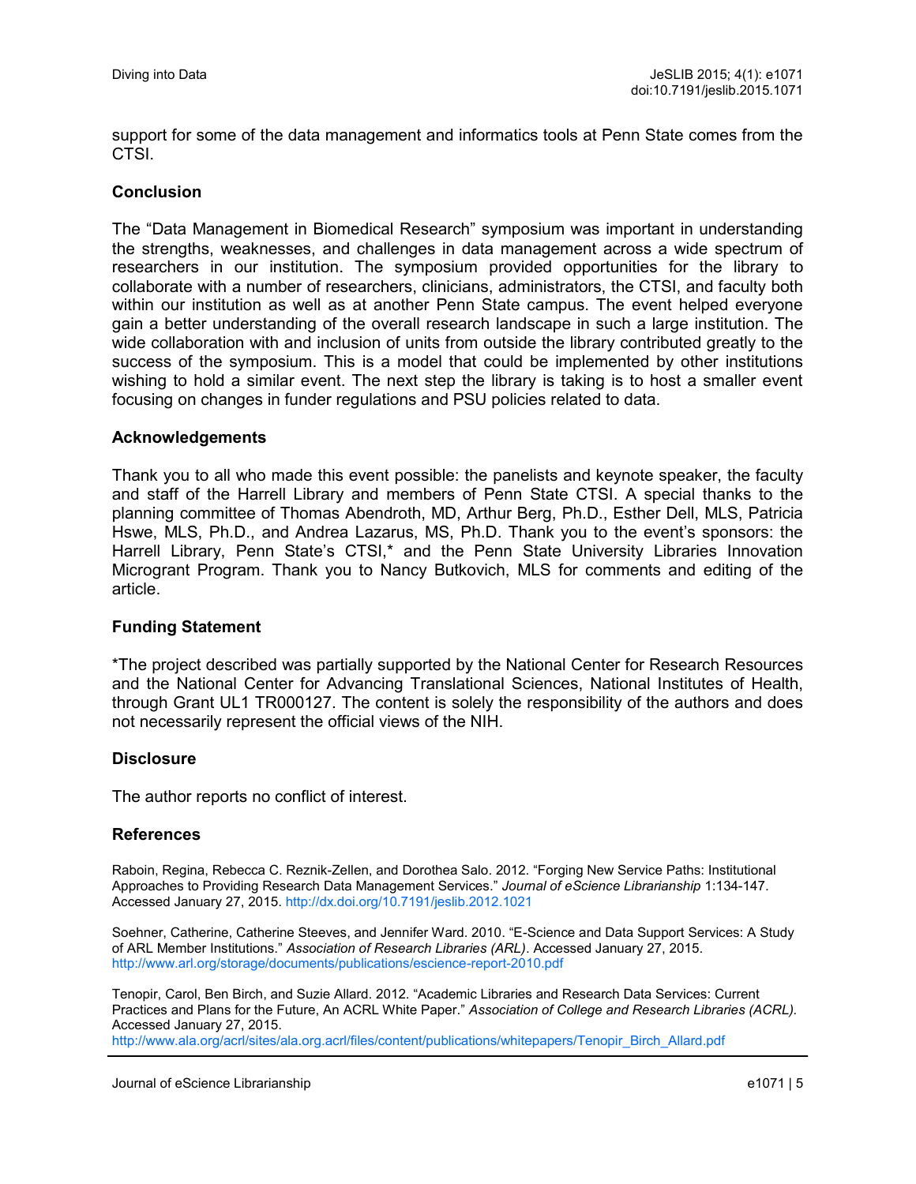support for some of the data management and informatics tools at Penn State comes from the CTSI.

### Conclusion

The "Data Management in Biomedical Research" symposium was important in understanding the strengths, weaknesses, and challenges in data management across a wide spectrum of researchers in our institution. The symposium provided opportunities for the library to collaborate with a number of researchers, clinicians, administrators, the CTSI, and faculty both within our institution as well as at another Penn State campus. The event helped everyone gain a better understanding of the overall research landscape in such a large institution. The wide collaboration with and inclusion of units from outside the library contributed greatly to the success of the symposium. This is a model that could be implemented by other institutions wishing to hold a similar event. The next step the library is taking is to host a smaller event focusing on changes in funder regulations and PSU policies related to data.

### Acknowledgements

Thank you to all who made this event possible: the panelists and keynote speaker, the faculty and staff of the Harrell Library and members of Penn State CTSI. A special thanks to the planning committee of Thomas Abendroth, MD, Arthur Berg, Ph.D., Esther Dell, MLS, Patricia Hswe, MLS, Ph.D., and Andrea Lazarus, MS, Ph.D. Thank you to the event's sponsors: the Harrell Library, Penn State's CTSI,* and the Penn State University Libraries Innovation Microgrant Program. Thank you to Nancy Butkovich, MLS for comments and editing of the article.

### Funding Statement

*The project described was partially supported by the National Center for Research Resources and the National Center for Advancing Translational Sciences, National Institutes of Health, through Grant UL1 TR000127. The content is solely the responsibility of the authors and does not necessarily represent the official views of the NIH.

### Disclosure

The author reports no conflict of interest.

### References

Raboin, Regina, Rebecca C. Reznik-Zellen, and Dorothea Salo. 2012. "Forging New Service Paths: Institutional Approaches to Providing Research Data Management Services." *Journal of eScience Librarianship* 1:134-147. Accessed January 27, 2015. http://dx.doi.org/10.7191/jeslib.2012.1021

Soehner, Catherine, Catherine Steeves, and Jennifer Ward. 2010. "E-Science and Data Support Services: A Study of ARL Member Institutions." *Association of Research Libraries (ARL)*. Accessed January 27, 2015. http://www.arl.org/storage/documents/publications/escience-report-2010.pdf

Tenopir, Carol, Ben Birch, and Suzie Allard. 2012. "Academic Libraries and Research Data Services: Current Practices and Plans for the Future, An ACRL White Paper." *Association of College and Research Libraries (ACRL).* Accessed January 27, 2015. http://www.ala.org/acrl/sites/ala.org.acrl/files/content/publications/whitepapers/Tenopir_Birch_Allard.pdf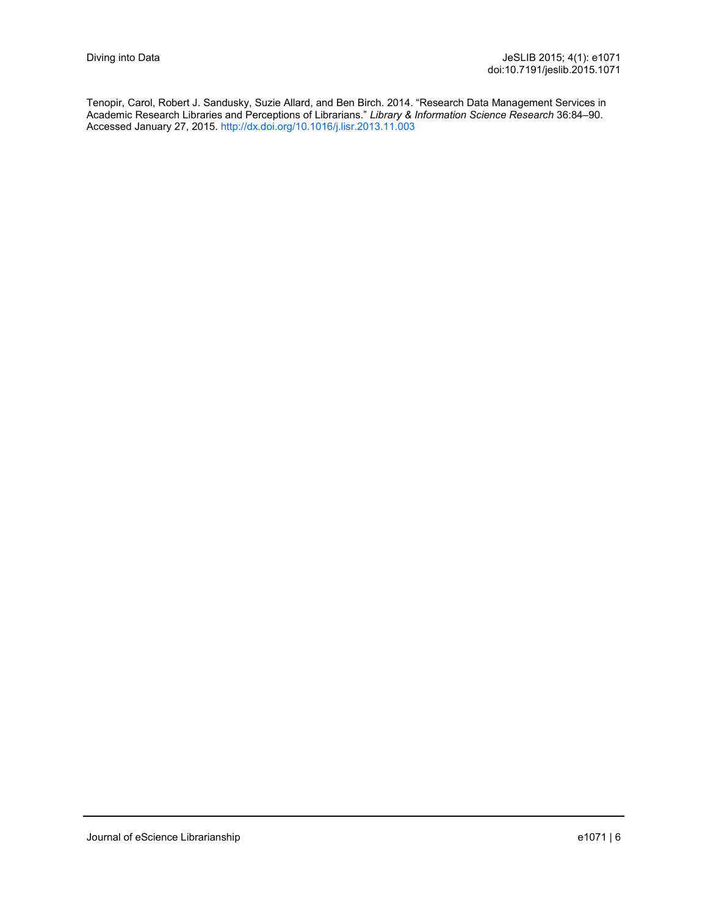Tenopir, Carol, Robert J. Sandusky, Suzie Allard, and Ben Birch. 2014. "Research Data Management Services in Academic Research Libraries and Perceptions of Librarians." *Library & Information Science Research* 36:84–90. Accessed January 27, 2015. http://dx.doi.org/10.1016/j.lisr.2013.11.003